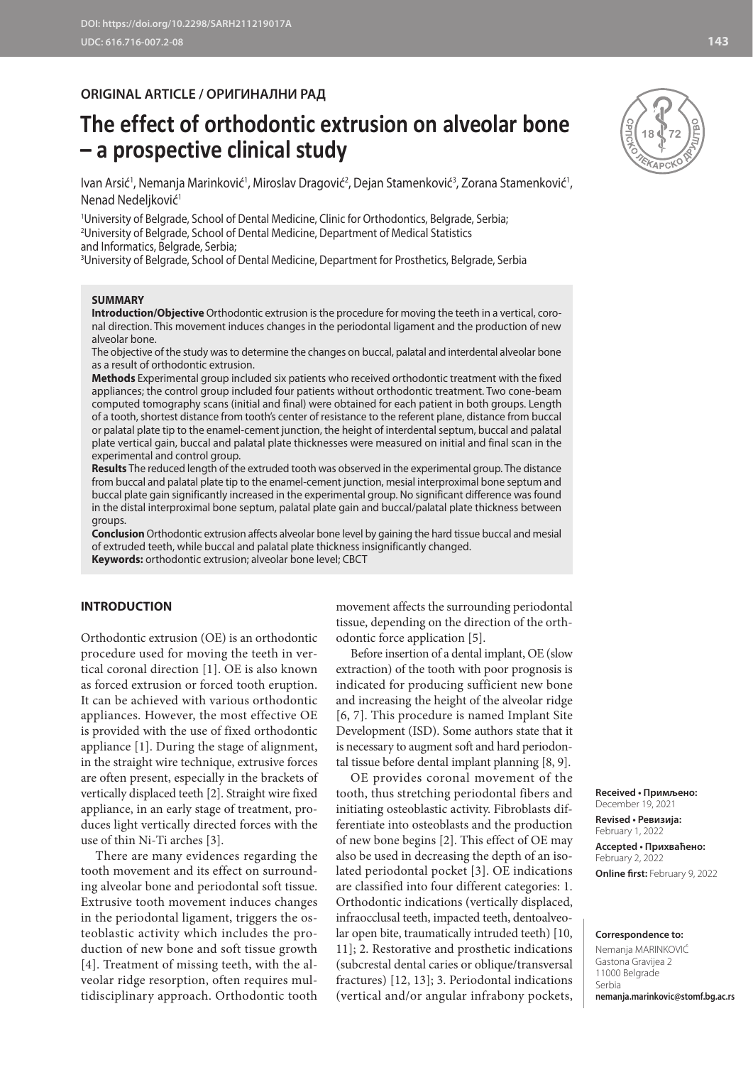DOI: https://doi.org/10.2298/SARH211219017A
UDC: 616.716-007.2-08

**ORIGINAL ARTICLE / ОРИГИНАЛНИ РАД**

# The effect of orthodontic extrusion on alveolar bone – a prospective clinical study

Ivan Arsić[1], Nemanja Marinković[1], Miroslav Dragović[2], Dejan Stamenković[3], Zorana Stamenković[1], Nenad Nedeljković[1]

[1]University of Belgrade, School of Dental Medicine, Clinic for Orthodontics, Belgrade, Serbia;
[2]University of Belgrade, School of Dental Medicine, Department of Medical Statistics and Informatics, Belgrade, Serbia;
[3]University of Belgrade, School of Dental Medicine, Department for Prosthetics, Belgrade, Serbia

## SUMMARY

**Introduction/Objective** Orthodontic extrusion is the procedure for moving the teeth in a vertical, coronal direction. This movement induces changes in the periodontal ligament and the production of new alveolar bone.

The objective of the study was to determine the changes on buccal, palatal and interdental alveolar bone as a result of orthodontic extrusion.

**Methods** Experimental group included six patients who received orthodontic treatment with the fixed appliances; the control group included four patients without orthodontic treatment. Two cone-beam computed tomography scans (initial and final) were obtained for each patient in both groups. Length of a tooth, shortest distance from tooth's center of resistance to the referent plane, distance from buccal or palatal plate tip to the enamel-cement junction, the height of interdental septum, buccal and palatal plate vertical gain, buccal and palatal plate thicknesses were measured on initial and final scan in the experimental and control group.

**Results** The reduced length of the extruded tooth was observed in the experimental group. The distance from buccal and palatal plate tip to the enamel-cement junction, mesial interproximal bone septum and buccal plate gain significantly increased in the experimental group. No significant difference was found in the distal interproximal bone septum, palatal plate gain and buccal/palatal plate thickness between groups.

**Conclusion** Orthodontic extrusion affects alveolar bone level by gaining the hard tissue buccal and mesial of extruded teeth, while buccal and palatal plate thickness insignificantly changed.

**Keywords:** orthodontic extrusion; alveolar bone level; CBCT

## INTRODUCTION

Orthodontic extrusion (OE) is an orthodontic procedure used for moving the teeth in vertical coronal direction [1]. OE is also known as forced extrusion or forced tooth eruption. It can be achieved with various orthodontic appliances. However, the most effective OE is provided with the use of fixed orthodontic appliance [1]. During the stage of alignment, in the straight wire technique, extrusive forces are often present, especially in the brackets of vertically displaced teeth [2]. Straight wire fixed appliance, in an early stage of treatment, produces light vertically directed forces with the use of thin Ni-Ti arches [3].

There are many evidences regarding the tooth movement and its effect on surrounding alveolar bone and periodontal soft tissue. Extrusive tooth movement induces changes in the periodontal ligament, triggers the osteoblastic activity which includes the production of new bone and soft tissue growth [4]. Treatment of missing teeth, with the alveolar ridge resorption, often requires multidisciplinary approach. Orthodontic tooth movement affects the surrounding periodontal tissue, depending on the direction of the orthodontic force application [5].

Before insertion of a dental implant, OE (slow extraction) of the tooth with poor prognosis is indicated for producing sufficient new bone and increasing the height of the alveolar ridge [6, 7]. This procedure is named Implant Site Development (ISD). Some authors state that it is necessary to augment soft and hard periodontal tissue before dental implant planning [8, 9].

OE provides coronal movement of the tooth, thus stretching periodontal fibers and initiating osteoblastic activity. Fibroblasts differentiate into osteoblasts and the production of new bone begins [2]. This effect of OE may also be used in decreasing the depth of an isolated periodontal pocket [3]. OE indications are classified into four different categories: 1. Orthodontic indications (vertically displaced, infraocclusal teeth, impacted teeth, dentoalveolar open bite, traumatically intruded teeth) [10, 11]; 2. Restorative and prosthetic indications (subcrestal dental caries or oblique/transversal fractures) [12, 13]; 3. Periodontal indications (vertical and/or angular infrabony pockets,

**Received • Примљено:** December 19, 2021
**Revised • Ревизија:** February 1, 2022
**Accepted • Прихваћено:** February 2, 2022
**Online first:** February 9, 2022

**Correspondence to:**
Nemanja MARINKOVIĆ
Gastona Gravijea 2
11000 Belgrade
Serbia
**nemanja.marinkovic@stomf.bg.ac.rs**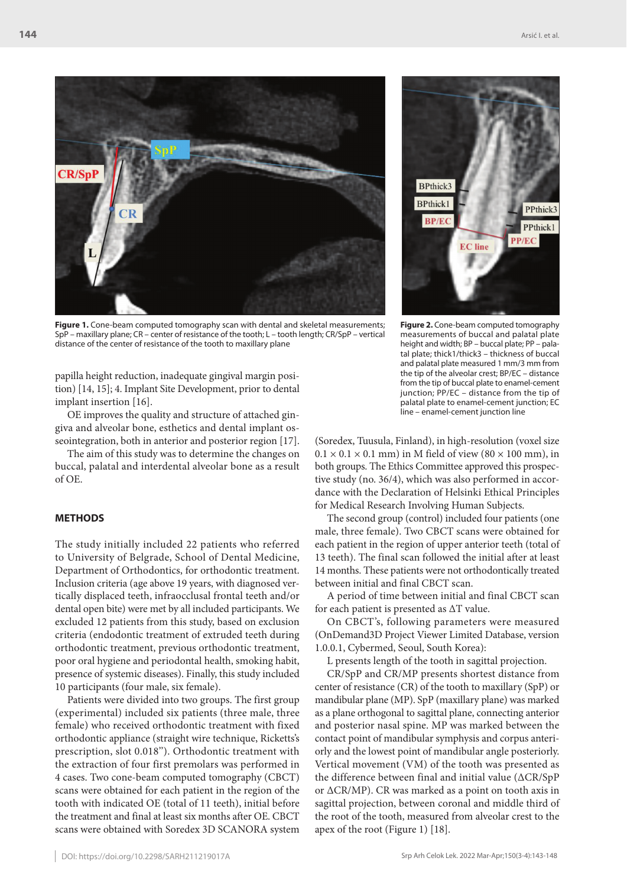**Figure 1.** Cone-beam computed tomography scan with dental and skeletal measurements; SpP – maxillary plane; CR – center of resistance of the tooth; L – tooth length; CR/SpP – vertical distance of the center of resistance of the tooth to maxillary plane

**Figure 2.** Cone-beam computed tomography measurements of buccal and palatal plate height and width; BP – buccal plate; PP – palatal plate; thick1/thick3 – thickness of buccal and palatal plate measured 1 mm/3 mm from the tip of the alveolar crest; BP/EC – distance from the tip of buccal plate to enamel-cement junction; PP/EC – distance from the tip of palatal plate to enamel-cement junction; EC line – enamel-cement junction line

papilla height reduction, inadequate gingival margin position) [14, 15]; 4. Implant Site Development, prior to dental implant insertion [16].

OE improves the quality and structure of attached gingiva and alveolar bone, esthetics and dental implant osseointegration, both in anterior and posterior region [17].

The aim of this study was to determine the changes on buccal, palatal and interdental alveolar bone as a result of OE.

## METHODS

The study initially included 22 patients who referred to University of Belgrade, School of Dental Medicine, Department of Orthodontics, for orthodontic treatment. Inclusion criteria (age above 19 years, with diagnosed vertically displaced teeth, infraocclusal frontal teeth and/or dental open bite) were met by all included participants. We excluded 12 patients from this study, based on exclusion criteria (endodontic treatment of extruded teeth during orthodontic treatment, previous orthodontic treatment, poor oral hygiene and periodontal health, smoking habit, presence of systemic diseases). Finally, this study included 10 participants (four male, six female).

Patients were divided into two groups. The first group (experimental) included six patients (three male, three female) who received orthodontic treatment with fixed orthodontic appliance (straight wire technique, Ricketts's prescription, slot 0.018"). Orthodontic treatment with the extraction of four first premolars was performed in 4 cases. Two cone-beam computed tomography (CBCT) scans were obtained for each patient in the region of the tooth with indicated OE (total of 11 teeth), initial before the treatment and final at least six months after OE. CBCT scans were obtained with Soredex 3D SCANORA system (Soredex, Tuusula, Finland), in high-resolution (voxel size 0.1 × 0.1 × 0.1 mm) in M field of view (80 × 100 mm), in both groups. The Ethics Committee approved this prospective study (no. 36/4), which was also performed in accordance with the Declaration of Helsinki Ethical Principles for Medical Research Involving Human Subjects.

The second group (control) included four patients (one male, three female). Two CBCT scans were obtained for each patient in the region of upper anterior teeth (total of 13 teeth). The final scan followed the initial after at least 14 months. These patients were not orthodontically treated between initial and final CBCT scan.

A period of time between initial and final CBCT scan for each patient is presented as ΔT value.

On CBCT's, following parameters were measured (OnDemand3D Project Viewer Limited Database, version 1.0.0.1, Cybermed, Seoul, South Korea):

L presents length of the tooth in sagittal projection.

CR/SpP and CR/MP presents shortest distance from center of resistance (CR) of the tooth to maxillary (SpP) or mandibular plane (MP). SpP (maxillary plane) was marked as a plane orthogonal to sagittal plane, connecting anterior and posterior nasal spine. MP was marked between the contact point of mandibular symphysis and corpus anteriorly and the lowest point of mandibular angle posteriorly. Vertical movement (VM) of the tooth was presented as the difference between final and initial value (ΔCR/SpP or ΔCR/MP). CR was marked as a point on tooth axis in sagittal projection, between coronal and middle third of the root of the tooth, measured from alveolar crest to the apex of the root (Figure 1) [18].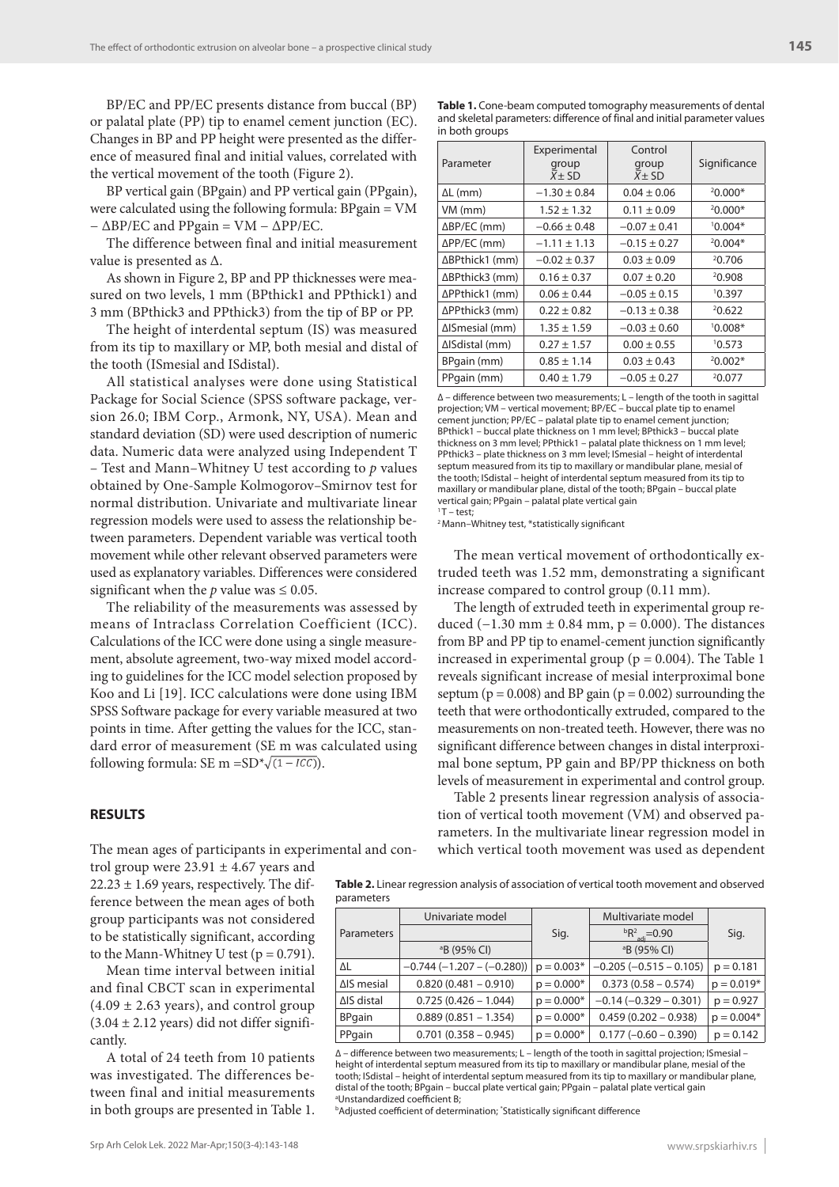BP/EC and PP/EC presents distance from buccal (BP) or palatal plate (PP) tip to enamel cement junction (EC). Changes in BP and PP height were presented as the difference of measured final and initial values, correlated with the vertical movement of the tooth (Figure 2).

BP vertical gain (BPgain) and PP vertical gain (PPgain), were calculated using the following formula: BPgain = VM – ΔBP/EC and PPgain = VM – ΔPP/EC.

The difference between final and initial measurement value is presented as Δ.

As shown in Figure 2, BP and PP thicknesses were measured on two levels, 1 mm (BPthick1 and PPthick1) and 3 mm (BPthick3 and PPthick3) from the tip of BP or PP.

The height of interdental septum (IS) was measured from its tip to maxillary or MP, both mesial and distal of the tooth (ISmesial and ISdistal).

All statistical analyses were done using Statistical Package for Social Science (SPSS software package, version 26.0; IBM Corp., Armonk, NY, USA). Mean and standard deviation (SD) were used description of numeric data. Numeric data were analyzed using Independent T – Test and Mann–Whitney U test according to *p* values obtained by One-Sample Kolmogorov–Smirnov test for normal distribution. Univariate and multivariate linear regression models were used to assess the relationship between parameters. Dependent variable was vertical tooth movement while other relevant observed parameters were used as explanatory variables. Differences were considered significant when the *p* value was ≤ 0.05.

The reliability of the measurements was assessed by means of Intraclass Correlation Coefficient (ICC). Calculations of the ICC were done using a single measurement, absolute agreement, two-way mixed model according to guidelines for the ICC model selection proposed by Koo and Li [19]. ICC calculations were done using IBM SPSS Software package for every variable measured at two points in time. After getting the values for the ICC, standard error of measurement (SE m was calculated using following formula: SE m $=SD*\sqrt{(1-ICC)}$).

## RESULTS

The mean ages of participants in experimental and control group were 23.91 ± 4.67 years and 22.23 ± 1.69 years, respectively. The difference between the mean ages of both group participants was not considered to be statistically significant, according to the Mann-Whitney U test (p = 0.791).

Mean time interval between initial and final CBCT scan in experimental (4.09 ± 2.63 years), and control group (3.04 ± 2.12 years) did not differ significantly.

A total of 24 teeth from 10 patients was investigated. The differences between final and initial measurements in both groups are presented in Table 1.

**Table 1.** Cone-beam computed tomography measurements of dental and skeletal parameters: difference of final and initial parameter values in both groups

| Parameter | Experimental group $\bar{X}\pm$ SD | Control group $\bar{X}\pm$ SD | Significance |
|---|---|---|---|
| ΔL (mm) | −1.30 ± 0.84 | 0.04 ± 0.06 | [2]0.000* |
| VM (mm) | 1.52 ± 1.32 | 0.11 ± 0.09 | [2]0.000* |
| ΔBP/EC (mm) | −0.66 ± 0.48 | −0.07 ± 0.41 | [1]0.004* |
| ΔPP/EC (mm) | −1.11 ± 1.13 | −0.15 ± 0.27 | [2]0.004* |
| ΔBPthick1 (mm) | −0.02 ± 0.37 | 0.03 ± 0.09 | [2]0.706 |
| ΔBPthick3 (mm) | 0.16 ± 0.37 | 0.07 ± 0.20 | [2]0.908 |
| ΔPPthick1 (mm) | 0.06 ± 0.44 | −0.05 ± 0.15 | [1]0.397 |
| ΔPPthick3 (mm) | 0.22 ± 0.82 | −0.13 ± 0.38 | [2]0.622 |
| ΔISmesial (mm) | 1.35 ± 1.59 | −0.03 ± 0.60 | [1]0.008* |
| ΔISdistal (mm) | 0.27 ± 1.57 | 0.00 ± 0.55 | [1]0.573 |
| BPgain (mm) | 0.85 ± 1.14 | 0.03 ± 0.43 | [2]0.002* |
| PPgain (mm) | 0.40 ± 1.79 | −0.05 ± 0.27 | [2]0.077 |

Δ – difference between two measurements; L – length of the tooth in sagittal projection; VM – vertical movement; BP/EC – buccal plate tip to enamel cement junction; PP/EC – palatal plate tip to enamel cement junction; BPthick1 – buccal plate thickness on 1 mm level; BPthick3 – buccal plate thickness on 3 mm level; PPthick1 – palatal plate thickness on 1 mm level; PPthick3 – plate thickness on 3 mm level; ISmesial – height of interdental septum measured from its tip to maxillary or mandibular plane, mesial of the tooth; ISdistal – height of interdental septum measured from its tip to maxillary or mandibular plane, distal of the tooth; BPgain – buccal plate vertical gain; PPgain – palatal plate vertical gain
[1]T – test;
[2]Mann–Whitney test, *statistically significant

The mean vertical movement of orthodontically extruded teeth was 1.52 mm, demonstrating a significant increase compared to control group (0.11 mm).

The length of extruded teeth in experimental group reduced (−1.30 mm ± 0.84 mm, p = 0.000). The distances from BP and PP tip to enamel-cement junction significantly increased in experimental group (p = 0.004). The Table 1 reveals significant increase of mesial interproximal bone septum (p = 0.008) and BP gain (p = 0.002) surrounding the teeth that were orthodontically extruded, compared to the measurements on non-treated teeth. However, there was no significant difference between changes in distal interproximal bone septum, PP gain and BP/PP thickness on both levels of measurement in experimental and control group.

Table 2 presents linear regression analysis of association of vertical tooth movement (VM) and observed parameters. In the multivariate linear regression model in which vertical tooth movement was used as dependent

**Table 2.** Linear regression analysis of association of vertical tooth movement and observed parameters

| Parameters | Univariate model | Sig. | Multivariate model $^{b}R^2_{adj}=0.90$ | Sig. |
|---|---|---|---|---|
| | [a]B (95% CI) | | [a]B (95% CI) | |
| ΔL | −0.744 (−1.207 – (−0.280)) | p = 0.003* | −0.205 (−0.515 – 0.105) | p = 0.181 |
| ΔIS mesial | 0.820 (0.481 – 0.910) | p = 0.000* | 0.373 (0.58 – 0.574) | p = 0.019* |
| ΔIS distal | 0.725 (0.426 – 1.044) | p = 0.000* | −0.14 (−0.329 – 0.301) | p = 0.927 |
| BPgain | 0.889 (0.851 – 1.354) | p = 0.000* | 0.459 (0.202 – 0.938) | p = 0.004* |
| PPgain | 0.701 (0.358 – 0.945) | p = 0.000* | 0.177 (−0.60 – 0.390) | p = 0.142 |

Δ – difference between two measurements; L – length of the tooth in sagittal projection; ISmesial – height of interdental septum measured from its tip to maxillary or mandibular plane, mesial of the tooth; ISdistal – height of interdental septum measured from its tip to maxillary or mandibular plane, distal of the tooth; BPgain – buccal plate vertical gain; PPgain – palatal plate vertical gain
[a]Unstandardized coefficient B;
[b]Adjusted coefficient of determination; *Statistically significant difference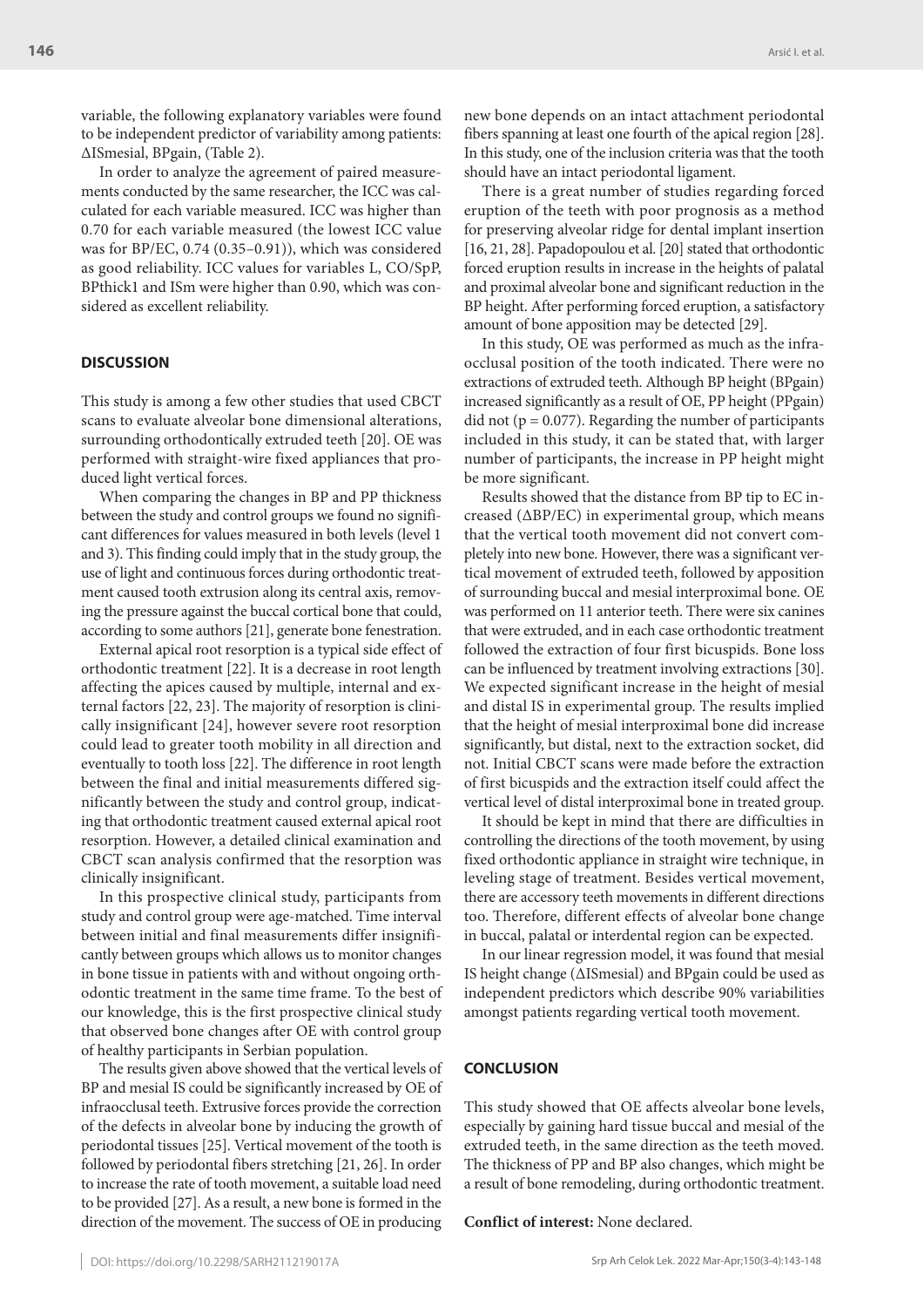variable, the following explanatory variables were found to be independent predictor of variability among patients: ΔISmesial, BPgain, (Table 2).

In order to analyze the agreement of paired measurements conducted by the same researcher, the ICC was calculated for each variable measured. ICC was higher than 0.70 for each variable measured (the lowest ICC value was for BP/EC, 0.74 (0.35–0.91)), which was considered as good reliability. ICC values for variables L, CO/SpP, BPthick1 and ISm were higher than 0.90, which was considered as excellent reliability.

## DISCUSSION

This study is among a few other studies that used CBCT scans to evaluate alveolar bone dimensional alterations, surrounding orthodontically extruded teeth [20]. OE was performed with straight-wire fixed appliances that produced light vertical forces.

When comparing the changes in BP and PP thickness between the study and control groups we found no significant differences for values measured in both levels (level 1 and 3). This finding could imply that in the study group, the use of light and continuous forces during orthodontic treatment caused tooth extrusion along its central axis, removing the pressure against the buccal cortical bone that could, according to some authors [21], generate bone fenestration.

External apical root resorption is a typical side effect of orthodontic treatment [22]. It is a decrease in root length affecting the apices caused by multiple, internal and external factors [22, 23]. The majority of resorption is clinically insignificant [24], however severe root resorption could lead to greater tooth mobility in all direction and eventually to tooth loss [22]. The difference in root length between the final and initial measurements differed significantly between the study and control group, indicating that orthodontic treatment caused external apical root resorption. However, a detailed clinical examination and CBCT scan analysis confirmed that the resorption was clinically insignificant.

In this prospective clinical study, participants from study and control group were age-matched. Time interval between initial and final measurements differ insignificantly between groups which allows us to monitor changes in bone tissue in patients with and without ongoing orthodontic treatment in the same time frame. To the best of our knowledge, this is the first prospective clinical study that observed bone changes after OE with control group of healthy participants in Serbian population.

The results given above showed that the vertical levels of BP and mesial IS could be significantly increased by OE of infraocclusal teeth. Extrusive forces provide the correction of the defects in alveolar bone by inducing the growth of periodontal tissues [25]. Vertical movement of the tooth is followed by periodontal fibers stretching [21, 26]. In order to increase the rate of tooth movement, a suitable load need to be provided [27]. As a result, a new bone is formed in the direction of the movement. The success of OE in producing new bone depends on an intact attachment periodontal fibers spanning at least one fourth of the apical region [28]. In this study, one of the inclusion criteria was that the tooth should have an intact periodontal ligament.

There is a great number of studies regarding forced eruption of the teeth with poor prognosis as a method for preserving alveolar ridge for dental implant insertion [16, 21, 28]. Papadopoulou et al. [20] stated that orthodontic forced eruption results in increase in the heights of palatal and proximal alveolar bone and significant reduction in the BP height. After performing forced eruption, a satisfactory amount of bone apposition may be detected [29].

In this study, OE was performed as much as the infraocclusal position of the tooth indicated. There were no extractions of extruded teeth. Although BP height (BPgain) increased significantly as a result of OE, PP height (PPgain) did not ($p = 0.077$). Regarding the number of participants included in this study, it can be stated that, with larger number of participants, the increase in PP height might be more significant.

Results showed that the distance from BP tip to EC increased (ΔBP/EC) in experimental group, which means that the vertical tooth movement did not convert completely into new bone. However, there was a significant vertical movement of extruded teeth, followed by apposition of surrounding buccal and mesial interproximal bone. OE was performed on 11 anterior teeth. There were six canines that were extruded, and in each case orthodontic treatment followed the extraction of four first bicuspids. Bone loss can be influenced by treatment involving extractions [30]. We expected significant increase in the height of mesial and distal IS in experimental group. The results implied that the height of mesial interproximal bone did increase significantly, but distal, next to the extraction socket, did not. Initial CBCT scans were made before the extraction of first bicuspids and the extraction itself could affect the vertical level of distal interproximal bone in treated group.

It should be kept in mind that there are difficulties in controlling the directions of the tooth movement, by using fixed orthodontic appliance in straight wire technique, in leveling stage of treatment. Besides vertical movement, there are accessory teeth movements in different directions too. Therefore, different effects of alveolar bone change in buccal, palatal or interdental region can be expected.

In our linear regression model, it was found that mesial IS height change (ΔISmesial) and BPgain could be used as independent predictors which describe 90% variabilities amongst patients regarding vertical tooth movement.

## CONCLUSION

This study showed that OE affects alveolar bone levels, especially by gaining hard tissue buccal and mesial of the extruded teeth, in the same direction as the teeth moved. The thickness of PP and BP also changes, which might be a result of bone remodeling, during orthodontic treatment.

**Conflict of interest:** None declared.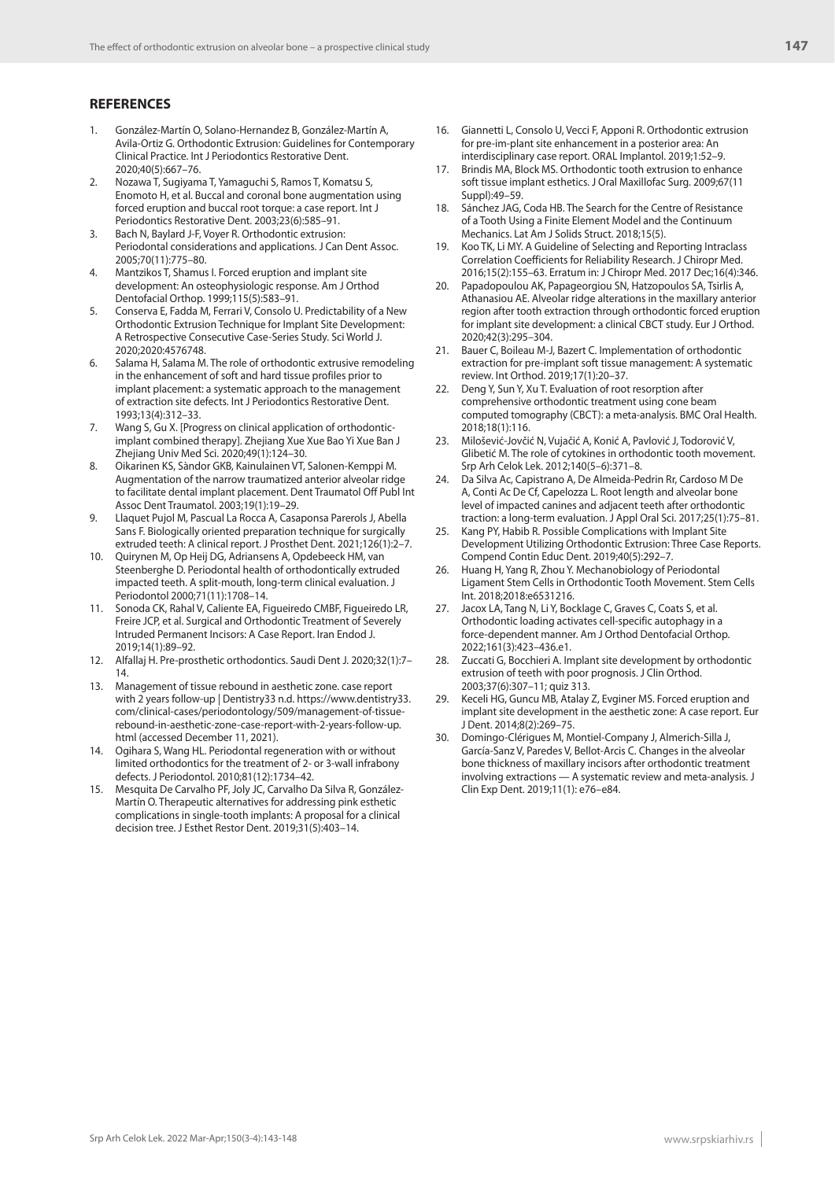## REFERENCES

1. González-Martín O, Solano-Hernandez B, González-Martín A, Avila-Ortiz G. Orthodontic Extrusion: Guidelines for Contemporary Clinical Practice. Int J Periodontics Restorative Dent. 2020;40(5):667–76.
2. Nozawa T, Sugiyama T, Yamaguchi S, Ramos T, Komatsu S, Enomoto H, et al. Buccal and coronal bone augmentation using forced eruption and buccal root torque: a case report. Int J Periodontics Restorative Dent. 2003;23(6):585–91.
3. Bach N, Baylard J-F, Voyer R. Orthodontic extrusion: Periodontal considerations and applications. J Can Dent Assoc. 2005;70(11):775–80.
4. Mantzikos T, Shamus I. Forced eruption and implant site development: An osteophysiologic response. Am J Orthod Dentofacial Orthop. 1999;115(5):583–91.
5. Conserva E, Fadda M, Ferrari V, Consolo U. Predictability of a New Orthodontic Extrusion Technique for Implant Site Development: A Retrospective Consecutive Case-Series Study. Sci World J. 2020;2020:4576748.
6. Salama H, Salama M. The role of orthodontic extrusive remodeling in the enhancement of soft and hard tissue profiles prior to implant placement: a systematic approach to the management of extraction site defects. Int J Periodontics Restorative Dent. 1993;13(4):312–33.
7. Wang S, Gu X. [Progress on clinical application of orthodontic-implant combined therapy]. Zhejiang Xue Xue Bao Yi Xue Ban J Zhejiang Univ Med Sci. 2020;49(1):124–30.
8. Oikarinen KS, Sàndor GKB, Kainulainen VT, Salonen-Kemppi M. Augmentation of the narrow traumatized anterior alveolar ridge to facilitate dental implant placement. Dent Traumatol Off Publ Int Assoc Dent Traumatol. 2003;19(1):19–29.
9. Llaquet Pujol M, Pascual La Rocca A, Casaponsa Parerols J, Abella Sans F. Biologically oriented preparation technique for surgically extruded teeth: A clinical report. J Prosthet Dent. 2021;126(1):2–7.
10. Quirynen M, Op Heij DG, Adriansens A, Opdebeeck HM, van Steenberghe D. Periodontal health of orthodontically extruded impacted teeth. A split-mouth, long-term clinical evaluation. J Periodontol 2000;71(11):1708–14.
11. Sonoda CK, Rahal V, Caliente EA, Figueiredo CMBF, Figueiredo LR, Freire JCP, et al. Surgical and Orthodontic Treatment of Severely Intruded Permanent Incisors: A Case Report. Iran Endod J. 2019;14(1):89–92.
12. Alfallaj H. Pre-prosthetic orthodontics. Saudi Dent J. 2020;32(1):7–14.
13. Management of tissue rebound in aesthetic zone. case report with 2 years follow-up | Dentistry33 n.d. https://www.dentistry33.com/clinical-cases/periodontology/509/management-of-tissue-rebound-in-aesthetic-zone-case-report-with-2-years-follow-up.html (accessed December 11, 2021).
14. Ogihara S, Wang HL. Periodontal regeneration with or without limited orthodontics for the treatment of 2- or 3-wall infrabony defects. J Periodontol. 2010;81(12):1734–42.
15. Mesquita De Carvalho PF, Joly JC, Carvalho Da Silva R, González-Martín O. Therapeutic alternatives for addressing pink esthetic complications in single-tooth implants: A proposal for a clinical decision tree. J Esthet Restor Dent. 2019;31(5):403–14.
16. Giannetti L, Consolo U, Vecci F, Apponi R. Orthodontic extrusion for pre-im-plant site enhancement in a posterior area: An interdisciplinary case report. ORAL Implantol. 2019;1:52–9.
17. Brindis MA, Block MS. Orthodontic tooth extrusion to enhance soft tissue implant esthetics. J Oral Maxillofac Surg. 2009;67(11 Suppl):49–59.
18. Sánchez JAG, Coda HB. The Search for the Centre of Resistance of a Tooth Using a Finite Element Model and the Continuum Mechanics. Lat Am J Solids Struct. 2018;15(5).
19. Koo TK, Li MY. A Guideline of Selecting and Reporting Intraclass Correlation Coefficients for Reliability Research. J Chiropr Med. 2016;15(2):155–63. Erratum in: J Chiropr Med. 2017 Dec;16(4):346.
20. Papadopoulou AK, Papageorgiou SN, Hatzopoulos SA, Tsirlis A, Athanasiou AE. Alveolar ridge alterations in the maxillary anterior region after tooth extraction through orthodontic forced eruption for implant site development: a clinical CBCT study. Eur J Orthod. 2020;42(3):295–304.
21. Bauer C, Boileau M-J, Bazert C. Implementation of orthodontic extraction for pre-implant soft tissue management: A systematic review. Int Orthod. 2019;17(1):20–37.
22. Deng Y, Sun Y, Xu T. Evaluation of root resorption after comprehensive orthodontic treatment using cone beam computed tomography (CBCT): a meta-analysis. BMC Oral Health. 2018;18(1):116.
23. Milošević-Jovčić N, Vujačić A, Konić A, Pavlović J, Todorović V, Glibetić M. The role of cytokines in orthodontic tooth movement. Srp Arh Celok Lek. 2012;140(5–6):371–8.
24. Da Silva Ac, Capistrano A, De Almeida-Pedrin Rr, Cardoso M De A, Conti Ac De Cf, Capelozza L. Root length and alveolar bone level of impacted canines and adjacent teeth after orthodontic traction: a long-term evaluation. J Appl Oral Sci. 2017;25(1):75–81.
25. Kang PY, Habib R. Possible Complications with Implant Site Development Utilizing Orthodontic Extrusion: Three Case Reports. Compend Contin Educ Dent. 2019;40(5):292–7.
26. Huang H, Yang R, Zhou Y. Mechanobiology of Periodontal Ligament Stem Cells in Orthodontic Tooth Movement. Stem Cells Int. 2018;2018:e6531216.
27. Jacox LA, Tang N, Li Y, Bocklage C, Graves C, Coats S, et al. Orthodontic loading activates cell-specific autophagy in a force-dependent manner. Am J Orthod Dentofacial Orthop. 2022;161(3):423–436.e1.
28. Zuccati G, Bocchieri A. Implant site development by orthodontic extrusion of teeth with poor prognosis. J Clin Orthod. 2003;37(6):307–11; quiz 313.
29. Keceli HG, Guncu MB, Atalay Z, Evginer MS. Forced eruption and implant site development in the aesthetic zone: A case report. Eur J Dent. 2014;8(2):269–75.
30. Domingo-Clérigues M, Montiel-Company J, Almerich-Silla J, García-Sanz V, Paredes V, Bellot-Arcis C. Changes in the alveolar bone thickness of maxillary incisors after orthodontic treatment involving extractions — A systematic review and meta-analysis. J Clin Exp Dent. 2019;11(1): e76–e84.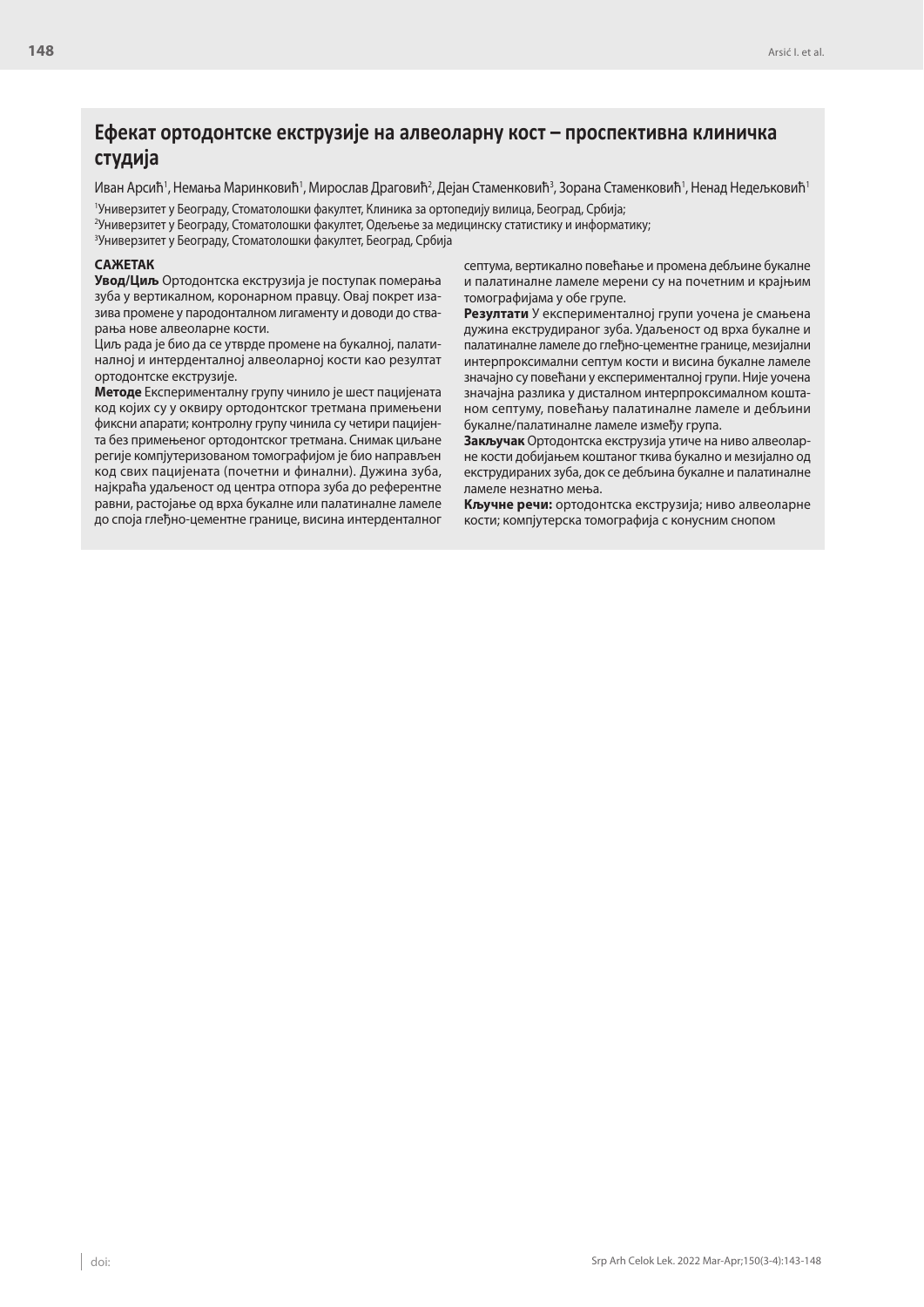# Ефекат ортодонтске екструзије на алвеоларну кост – проспективна клиничка студија

Иван Арсић[1], Немања Маринковић[1], Мирослав Драговић[2], Дејан Стаменковић[3], Зорана Стаменковић[1], Ненад Недељковић[1]

[1]Универзитет у Београду, Стоматолошки факултет, Клиника за ортопедију вилица, Београд, Србија;
[2]Универзитет у Београду, Стоматолошки факултет, Одељење за медицинску статистику и информатику;
[3]Универзитет у Београду, Стоматолошки факултет, Београд, Србија

**САЖЕТАК**

**Увод/Циљ** Ортодонтска екструзија је поступак померања зуба у вертикалном, коронарном правцу. Овај покрет изазива промене у пародонталном лигаменту и доводи до стварања нове алвеоларне кости.

Циљ рада је био да се утврде промене на букалној, палатиналној и интерденталној алвеоларној кости као резултат ортодонтске екструзије.

**Методе** Експерименталну групу чинило је шест пацијената код којих су у оквиру ортодонтског третмана примењени фиксни апарати; контролну групу чинила су четири пацијента без примењеног ортодонтског третмана. Снимак циљане регије компјутеризованом томографијом је био направљен код свих пацијената (почетни и финални). Дужина зуба, најкраћа удаљеност од центра отпора зуба до референтне равни, растојање од врха букалне или палатиналне ламеле до споја глеђно-цементне границе, висина интерденталног септума, вертикално повећање и промена дебљине букалне и палатиналне ламеле мерени су на почетним и крајњим томографијама у обе групе.

**Резултати** У експерименталној групи уочена је смањена дужина екструдираног зуба. Удаљеност од врха букалне и палатиналне ламеле до глеђно-цементне границе, мезијални интерпроксимални септум кости и висина букалне ламеле значајно су повећани у експерименталној групи. Није уочена значајна разлика у дисталном интерпроксималном коштаном септуму, повећању палатиналне ламеле и дебљини букалне/палатиналне ламеле између група.

**Закључак** Ортодонтска екструзија утиче на ниво алвеоларне кости добијањем коштаног ткива букално и мезијално од екструдираних зуба, док се дебљина букалне и палатиналне ламеле незнатно мења.

**Кључне речи:** ортодонтска екструзија; ниво алвеоларне кости; компјутерска томографија с конусним снопом